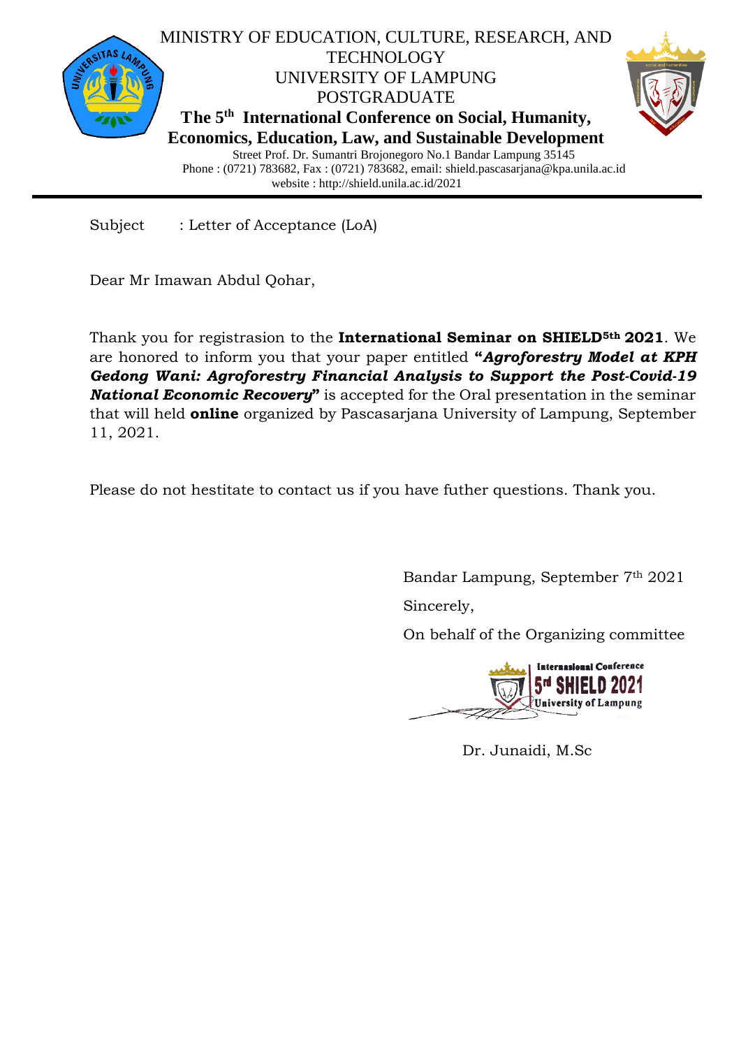MINISTRY OF EDUCATION, CULTURE, RESEARCH, AND TECHNOLOGY
UNIVERSITY OF LAMPUNG
POSTGRADUATE

**The 5th International Conference on Social, Humanity, Economics, Education, Law, and Sustainable Development**

Street Prof. Dr. Sumantri Brojonegoro No.1 Bandar Lampung 35145
Phone : (0721) 783682, Fax : (0721) 783682, email: shield.pascasarjana@kpa.unila.ac.id
website : http://shield.unila.ac.id/2021

---

Subject : Letter of Acceptance (LoA)

Dear Mr Imawan Abdul Qohar,

Thank you for registrasion to the **International Seminar on SHIELD5th 2021**. We are honored to inform you that your paper entitled **"*Agroforestry Model at KPH Gedong Wani: Agroforestry Financial Analysis to Support the Post-Covid-19 National Economic Recovery*"** is accepted for the Oral presentation in the seminar that will held **online** organized by Pascasarjana University of Lampung, September 11, 2021.

Please do not hestitate to contact us if you have futher questions. Thank you.

Bandar Lampung, September 7th 2021

Sincerely,

On behalf of the Organizing committee

Internasional Conference
5rd SHIELD 2021
University of Lampung

Dr. Junaidi, M.Sc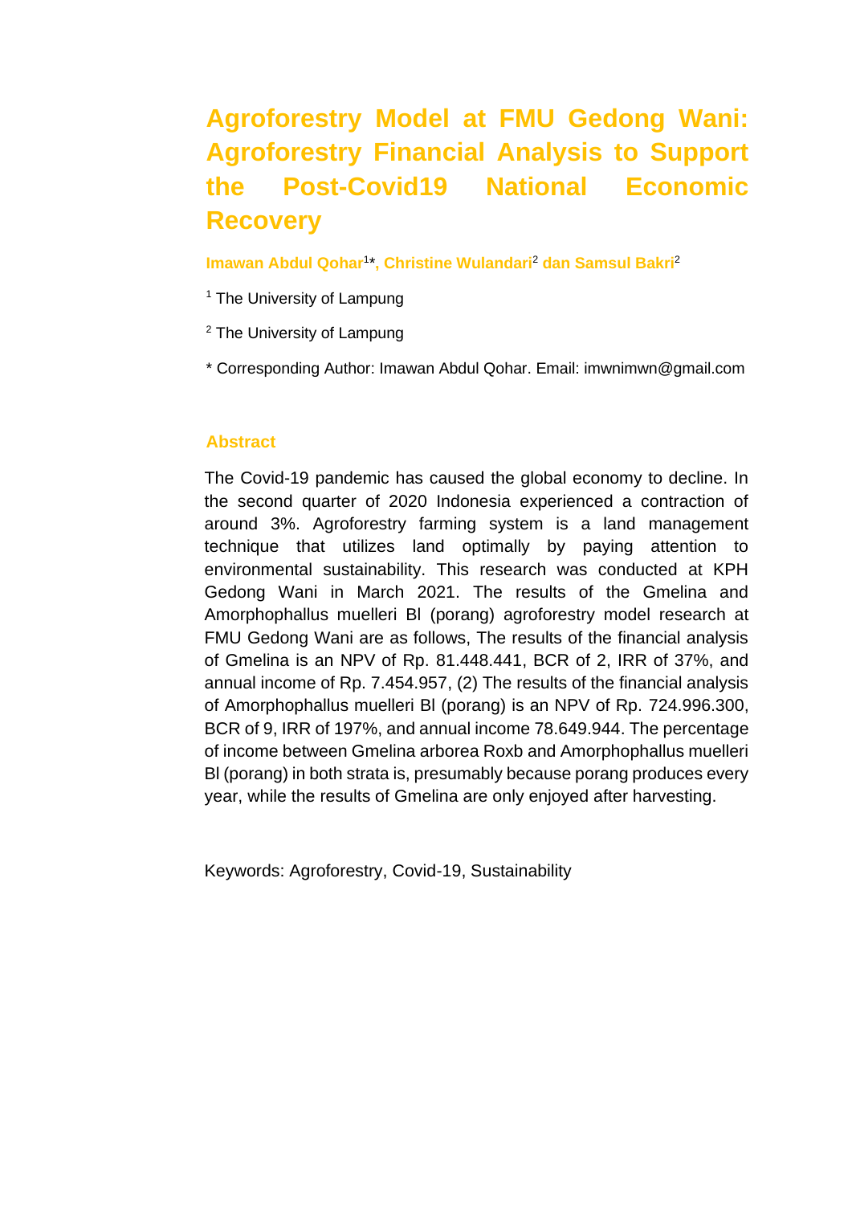# Agroforestry Model at FMU Gedong Wani: Agroforestry Financial Analysis to Support the Post-Covid19 National Economic Recovery

**Imawan Abdul Qohar[1]*, Christine Wulandari[2] dan Samsul Bakri[2]**

[1] The University of Lampung

[2] The University of Lampung

* Corresponding Author: Imawan Abdul Qohar. Email: imwnimwn@gmail.com

## Abstract

The Covid-19 pandemic has caused the global economy to decline. In the second quarter of 2020 Indonesia experienced a contraction of around 3%. Agroforestry farming system is a land management technique that utilizes land optimally by paying attention to environmental sustainability. This research was conducted at KPH Gedong Wani in March 2021. The results of the Gmelina and Amorphophallus muelleri Bl (porang) agroforestry model research at FMU Gedong Wani are as follows, The results of the financial analysis of Gmelina is an NPV of Rp. 81.448.441, BCR of 2, IRR of 37%, and annual income of Rp. 7.454.957, (2) The results of the financial analysis of Amorphophallus muelleri Bl (porang) is an NPV of Rp. 724.996.300, BCR of 9, IRR of 197%, and annual income 78.649.944. The percentage of income between Gmelina arborea Roxb and Amorphophallus muelleri Bl (porang) in both strata is, presumably because porang produces every year, while the results of Gmelina are only enjoyed after harvesting.

Keywords: Agroforestry, Covid-19, Sustainability